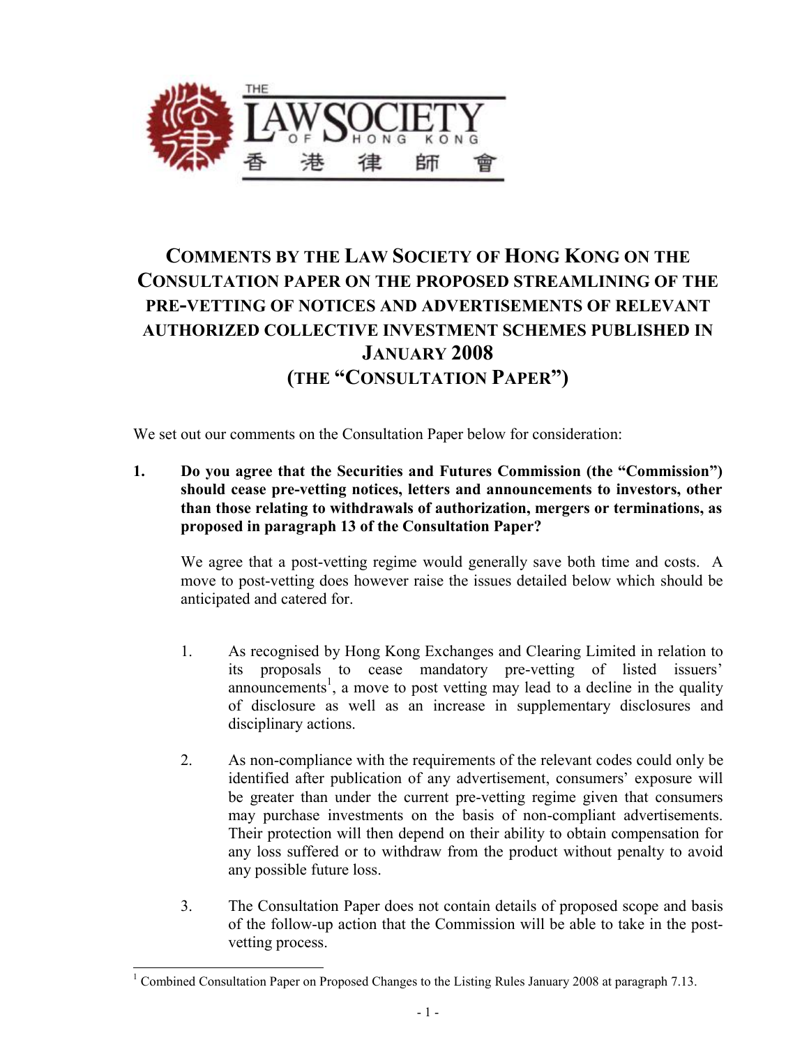THE LAW SOCIETY OF HONG KONG 香港律師會

# COMMENTS BY THE LAW SOCIETY OF HONG KONG ON THE CONSULTATION PAPER ON THE PROPOSED STREAMLINING OF THE PRE-VETTING OF NOTICES AND ADVERTISEMENTS OF RELEVANT AUTHORIZED COLLECTIVE INVESTMENT SCHEMES PUBLISHED IN JANUARY 2008 (THE "CONSULTATION PAPER")

We set out our comments on the Consultation Paper below for consideration:

**1. Do you agree that the Securities and Futures Commission (the "Commission") should cease pre-vetting notices, letters and announcements to investors, other than those relating to withdrawals of authorization, mergers or terminations, as proposed in paragraph 13 of the Consultation Paper?**

We agree that a post-vetting regime would generally save both time and costs. A move to post-vetting does however raise the issues detailed below which should be anticipated and catered for.

1. As recognised by Hong Kong Exchanges and Clearing Limited in relation to its proposals to cease mandatory pre-vetting of listed issuers' announcements[1], a move to post vetting may lead to a decline in the quality of disclosure as well as an increase in supplementary disclosures and disciplinary actions.

2. As non-compliance with the requirements of the relevant codes could only be identified after publication of any advertisement, consumers' exposure will be greater than under the current pre-vetting regime given that consumers may purchase investments on the basis of non-compliant advertisements. Their protection will then depend on their ability to obtain compensation for any loss suffered or to withdraw from the product without penalty to avoid any possible future loss.

3. The Consultation Paper does not contain details of proposed scope and basis of the follow-up action that the Commission will be able to take in the post-vetting process.

[1] Combined Consultation Paper on Proposed Changes to the Listing Rules January 2008 at paragraph 7.13.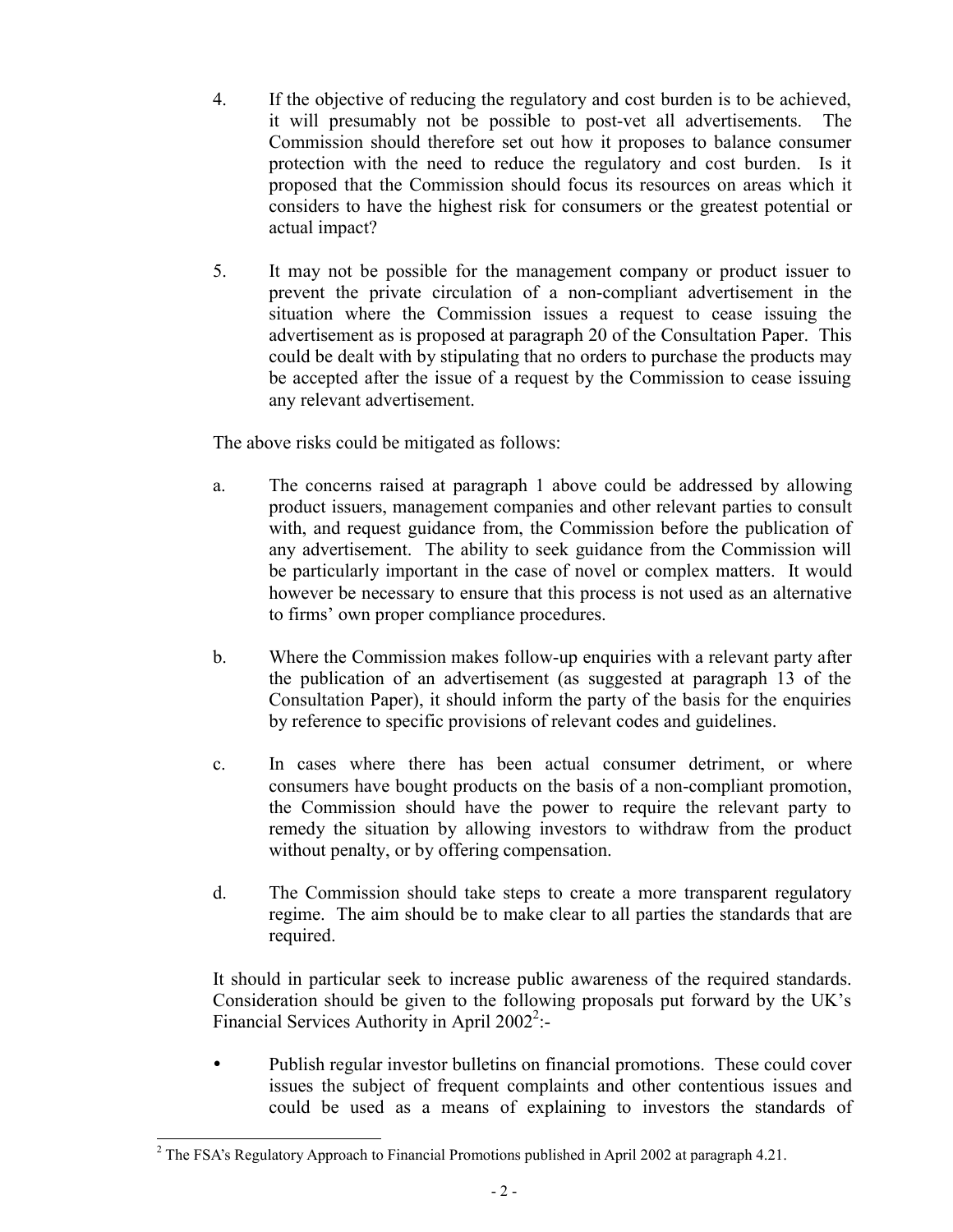4. If the objective of reducing the regulatory and cost burden is to be achieved, it will presumably not be possible to post-vet all advertisements. The Commission should therefore set out how it proposes to balance consumer protection with the need to reduce the regulatory and cost burden. Is it proposed that the Commission should focus its resources on areas which it considers to have the highest risk for consumers or the greatest potential or actual impact?

5. It may not be possible for the management company or product issuer to prevent the private circulation of a non-compliant advertisement in the situation where the Commission issues a request to cease issuing the advertisement as is proposed at paragraph 20 of the Consultation Paper. This could be dealt with by stipulating that no orders to purchase the products may be accepted after the issue of a request by the Commission to cease issuing any relevant advertisement.

The above risks could be mitigated as follows:

a. The concerns raised at paragraph 1 above could be addressed by allowing product issuers, management companies and other relevant parties to consult with, and request guidance from, the Commission before the publication of any advertisement. The ability to seek guidance from the Commission will be particularly important in the case of novel or complex matters. It would however be necessary to ensure that this process is not used as an alternative to firms' own proper compliance procedures.

b. Where the Commission makes follow-up enquiries with a relevant party after the publication of an advertisement (as suggested at paragraph 13 of the Consultation Paper), it should inform the party of the basis for the enquiries by reference to specific provisions of relevant codes and guidelines.

c. In cases where there has been actual consumer detriment, or where consumers have bought products on the basis of a non-compliant promotion, the Commission should have the power to require the relevant party to remedy the situation by allowing investors to withdraw from the product without penalty, or by offering compensation.

d. The Commission should take steps to create a more transparent regulatory regime. The aim should be to make clear to all parties the standards that are required.

It should in particular seek to increase public awareness of the required standards. Consideration should be given to the following proposals put forward by the UK's Financial Services Authority in April 2002[2]:-

- Publish regular investor bulletins on financial promotions. These could cover issues the subject of frequent complaints and other contentious issues and could be used as a means of explaining to investors the standards of

[2] The FSA's Regulatory Approach to Financial Promotions published in April 2002 at paragraph 4.21.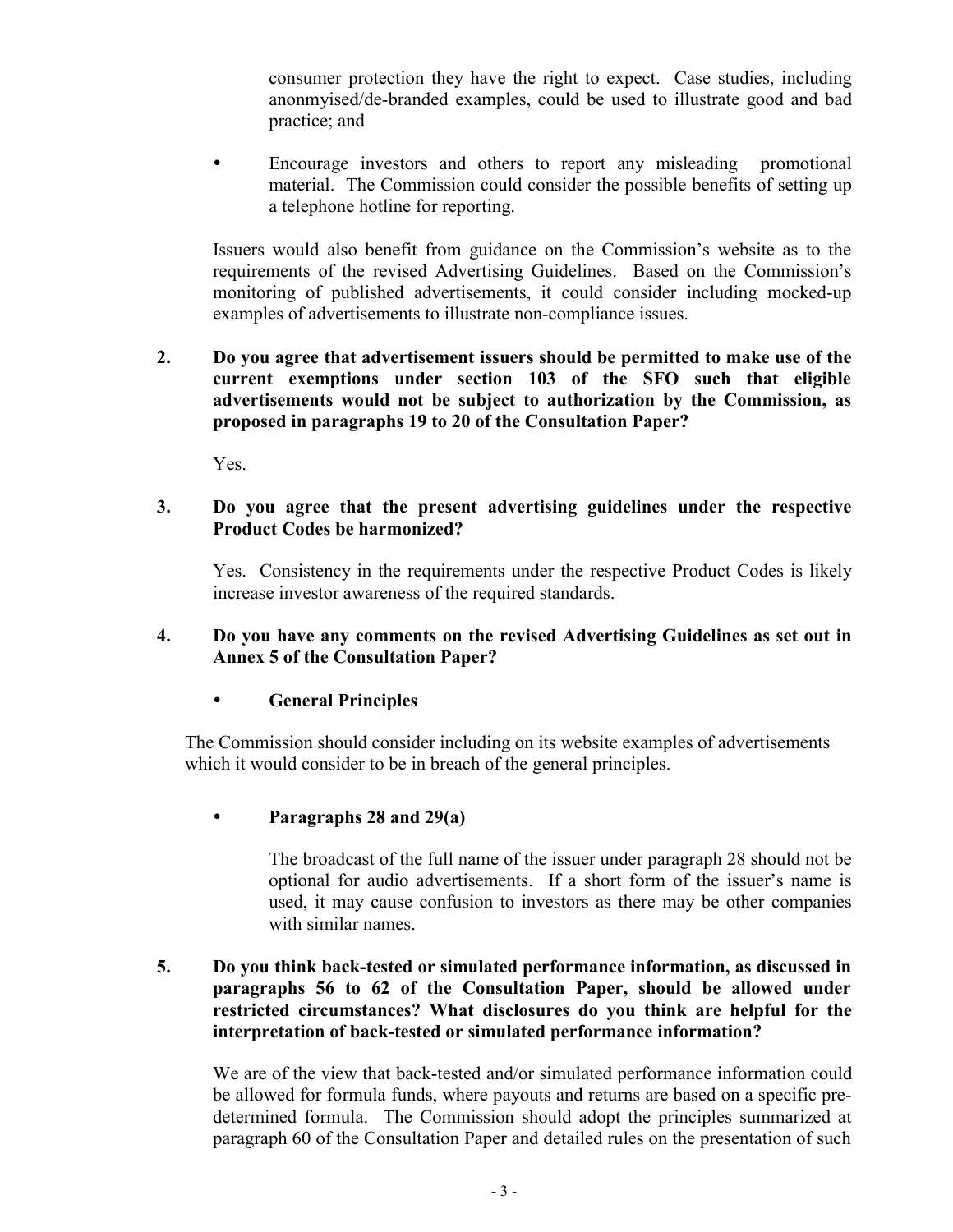consumer protection they have the right to expect. Case studies, including anonmyised/de-branded examples, could be used to illustrate good and bad practice; and

- Encourage investors and others to report any misleading promotional material. The Commission could consider the possible benefits of setting up a telephone hotline for reporting.

Issuers would also benefit from guidance on the Commission's website as to the requirements of the revised Advertising Guidelines. Based on the Commission's monitoring of published advertisements, it could consider including mocked-up examples of advertisements to illustrate non-compliance issues.

**2. Do you agree that advertisement issuers should be permitted to make use of the current exemptions under section 103 of the SFO such that eligible advertisements would not be subject to authorization by the Commission, as proposed in paragraphs 19 to 20 of the Consultation Paper?**

Yes.

**3. Do you agree that the present advertising guidelines under the respective Product Codes be harmonized?**

Yes. Consistency in the requirements under the respective Product Codes is likely increase investor awareness of the required standards.

**4. Do you have any comments on the revised Advertising Guidelines as set out in Annex 5 of the Consultation Paper?**

- **General Principles**

The Commission should consider including on its website examples of advertisements which it would consider to be in breach of the general principles.

- **Paragraphs 28 and 29(a)**

The broadcast of the full name of the issuer under paragraph 28 should not be optional for audio advertisements. If a short form of the issuer's name is used, it may cause confusion to investors as there may be other companies with similar names.

**5. Do you think back-tested or simulated performance information, as discussed in paragraphs 56 to 62 of the Consultation Paper, should be allowed under restricted circumstances? What disclosures do you think are helpful for the interpretation of back-tested or simulated performance information?**

We are of the view that back-tested and/or simulated performance information could be allowed for formula funds, where payouts and returns are based on a specific pre-determined formula. The Commission should adopt the principles summarized at paragraph 60 of the Consultation Paper and detailed rules on the presentation of such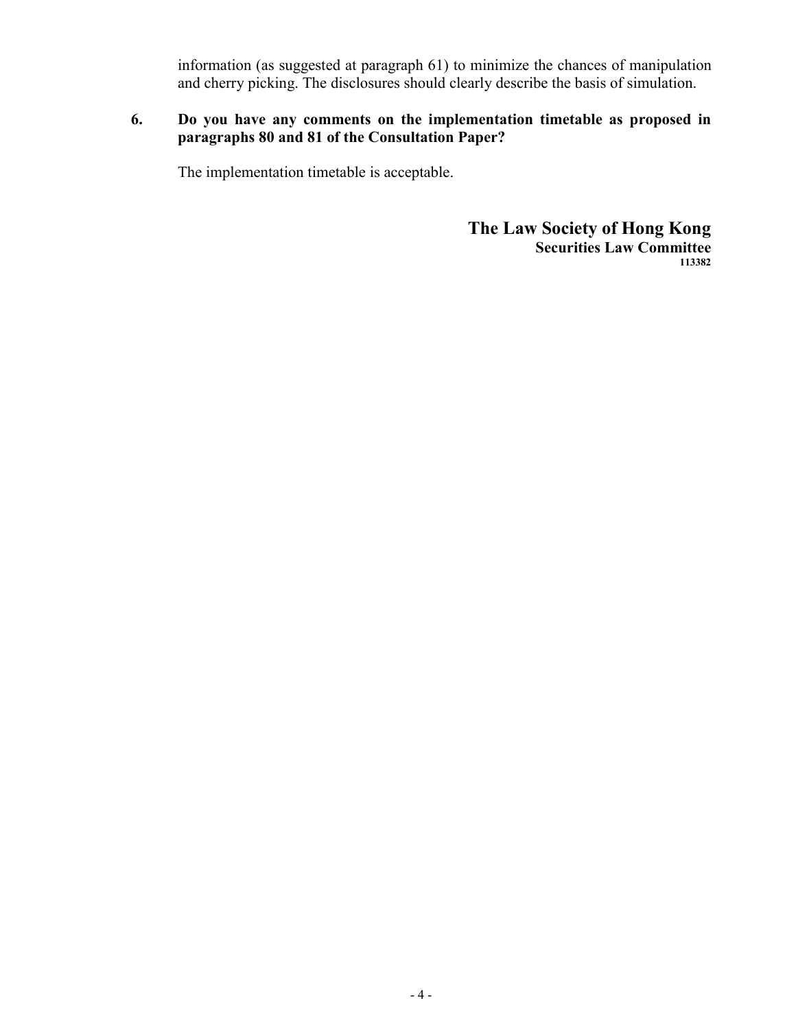information (as suggested at paragraph 61) to minimize the chances of manipulation and cherry picking. The disclosures should clearly describe the basis of simulation.

**6. Do you have any comments on the implementation timetable as proposed in paragraphs 80 and 81 of the Consultation Paper?**

The implementation timetable is acceptable.

**The Law Society of Hong Kong**
**Securities Law Committee**
**113382**